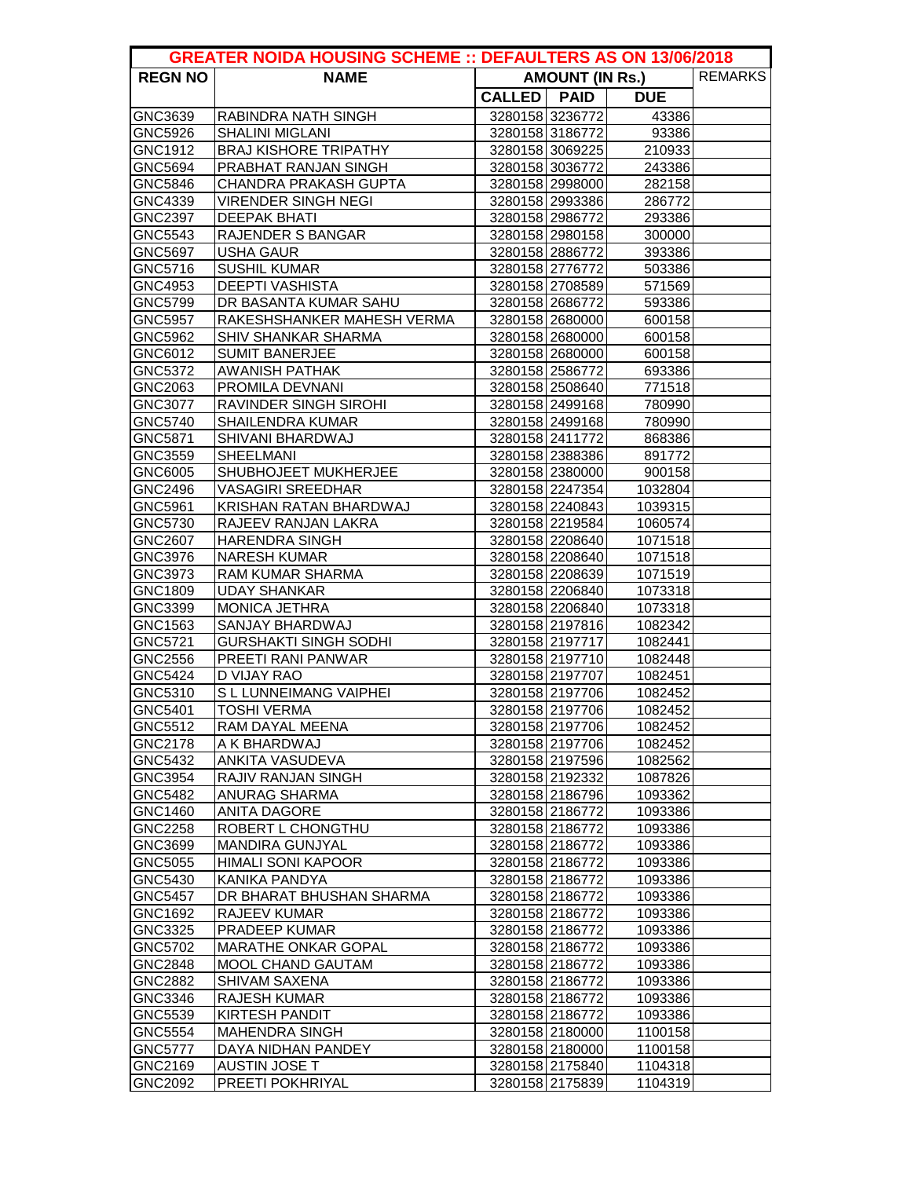| GREATER NOIDA HOUSING SCHEME :: DEFAULTERS AS ON 13/06/2018 | | | | | |
|---|---|---|---|---|---|
| REGN NO | NAME | AMOUNT (IN Rs.) | | | REMARKS |
| | | CALLED | PAID | DUE | |
| GNC3639 | RABINDRA NATH SINGH | 3280158 | 3236772 | 43386 | |
| GNC5926 | SHALINI MIGLANI | 3280158 | 3186772 | 93386 | |
| GNC1912 | BRAJ KISHORE TRIPATHY | 3280158 | 3069225 | 210933 | |
| GNC5694 | PRABHAT RANJAN SINGH | 3280158 | 3036772 | 243386 | |
| GNC5846 | CHANDRA PRAKASH GUPTA | 3280158 | 2998000 | 282158 | |
| GNC4339 | VIRENDER SINGH NEGI | 3280158 | 2993386 | 286772 | |
| GNC2397 | DEEPAK BHATI | 3280158 | 2986772 | 293386 | |
| GNC5543 | RAJENDER S BANGAR | 3280158 | 2980158 | 300000 | |
| GNC5697 | USHA GAUR | 3280158 | 2886772 | 393386 | |
| GNC5716 | SUSHIL KUMAR | 3280158 | 2776772 | 503386 | |
| GNC4953 | DEEPTI VASHISTA | 3280158 | 2708589 | 571569 | |
| GNC5799 | DR BASANTA KUMAR SAHU | 3280158 | 2686772 | 593386 | |
| GNC5957 | RAKESHSHANKER MAHESH VERMA | 3280158 | 2680000 | 600158 | |
| GNC5962 | SHIV SHANKAR SHARMA | 3280158 | 2680000 | 600158 | |
| GNC6012 | SUMIT BANERJEE | 3280158 | 2680000 | 600158 | |
| GNC5372 | AWANISH PATHAK | 3280158 | 2586772 | 693386 | |
| GNC2063 | PROMILA DEVNANI | 3280158 | 2508640 | 771518 | |
| GNC3077 | RAVINDER SINGH SIROHI | 3280158 | 2499168 | 780990 | |
| GNC5740 | SHAILENDRA KUMAR | 3280158 | 2499168 | 780990 | |
| GNC5871 | SHIVANI BHARDWAJ | 3280158 | 2411772 | 868386 | |
| GNC3559 | SHEELMANI | 3280158 | 2388386 | 891772 | |
| GNC6005 | SHUBHOJEET MUKHERJEE | 3280158 | 2380000 | 900158 | |
| GNC2496 | VASAGIRI SREEDHAR | 3280158 | 2247354 | 1032804 | |
| GNC5961 | KRISHAN RATAN BHARDWAJ | 3280158 | 2240843 | 1039315 | |
| GNC5730 | RAJEEV RANJAN LAKRA | 3280158 | 2219584 | 1060574 | |
| GNC2607 | HARENDRA SINGH | 3280158 | 2208640 | 1071518 | |
| GNC3976 | NARESH KUMAR | 3280158 | 2208640 | 1071518 | |
| GNC3973 | RAM KUMAR SHARMA | 3280158 | 2208639 | 1071519 | |
| GNC1809 | UDAY SHANKAR | 3280158 | 2206840 | 1073318 | |
| GNC3399 | MONICA JETHRA | 3280158 | 2206840 | 1073318 | |
| GNC1563 | SANJAY BHARDWAJ | 3280158 | 2197816 | 1082342 | |
| GNC5721 | GURSHAKTI SINGH SODHI | 3280158 | 2197717 | 1082441 | |
| GNC2556 | PREETI RANI PANWAR | 3280158 | 2197710 | 1082448 | |
| GNC5424 | D VIJAY RAO | 3280158 | 2197707 | 1082451 | |
| GNC5310 | S L LUNNEIMANG VAIPHEI | 3280158 | 2197706 | 1082452 | |
| GNC5401 | TOSHI VERMA | 3280158 | 2197706 | 1082452 | |
| GNC5512 | RAM DAYAL MEENA | 3280158 | 2197706 | 1082452 | |
| GNC2178 | A K BHARDWAJ | 3280158 | 2197706 | 1082452 | |
| GNC5432 | ANKITA VASUDEVA | 3280158 | 2197596 | 1082562 | |
| GNC3954 | RAJIV RANJAN SINGH | 3280158 | 2192332 | 1087826 | |
| GNC5482 | ANURAG SHARMA | 3280158 | 2186796 | 1093362 | |
| GNC1460 | ANITA DAGORE | 3280158 | 2186772 | 1093386 | |
| GNC2258 | ROBERT L CHONGTHU | 3280158 | 2186772 | 1093386 | |
| GNC3699 | MANDIRA GUNJYAL | 3280158 | 2186772 | 1093386 | |
| GNC5055 | HIMALI SONI KAPOOR | 3280158 | 2186772 | 1093386 | |
| GNC5430 | KANIKA PANDYA | 3280158 | 2186772 | 1093386 | |
| GNC5457 | DR BHARAT BHUSHAN SHARMA | 3280158 | 2186772 | 1093386 | |
| GNC1692 | RAJEEV KUMAR | 3280158 | 2186772 | 1093386 | |
| GNC3325 | PRADEEP KUMAR | 3280158 | 2186772 | 1093386 | |
| GNC5702 | MARATHE ONKAR GOPAL | 3280158 | 2186772 | 1093386 | |
| GNC2848 | MOOL CHAND GAUTAM | 3280158 | 2186772 | 1093386 | |
| GNC2882 | SHIVAM SAXENA | 3280158 | 2186772 | 1093386 | |
| GNC3346 | RAJESH KUMAR | 3280158 | 2186772 | 1093386 | |
| GNC5539 | KIRTESH PANDIT | 3280158 | 2186772 | 1093386 | |
| GNC5554 | MAHENDRA SINGH | 3280158 | 2180000 | 1100158 | |
| GNC5777 | DAYA NIDHAN PANDEY | 3280158 | 2180000 | 1100158 | |
| GNC2169 | AUSTIN JOSE T | 3280158 | 2175840 | 1104318 | |
| GNC2092 | PREETI POKHRIYAL | 3280158 | 2175839 | 1104319 | |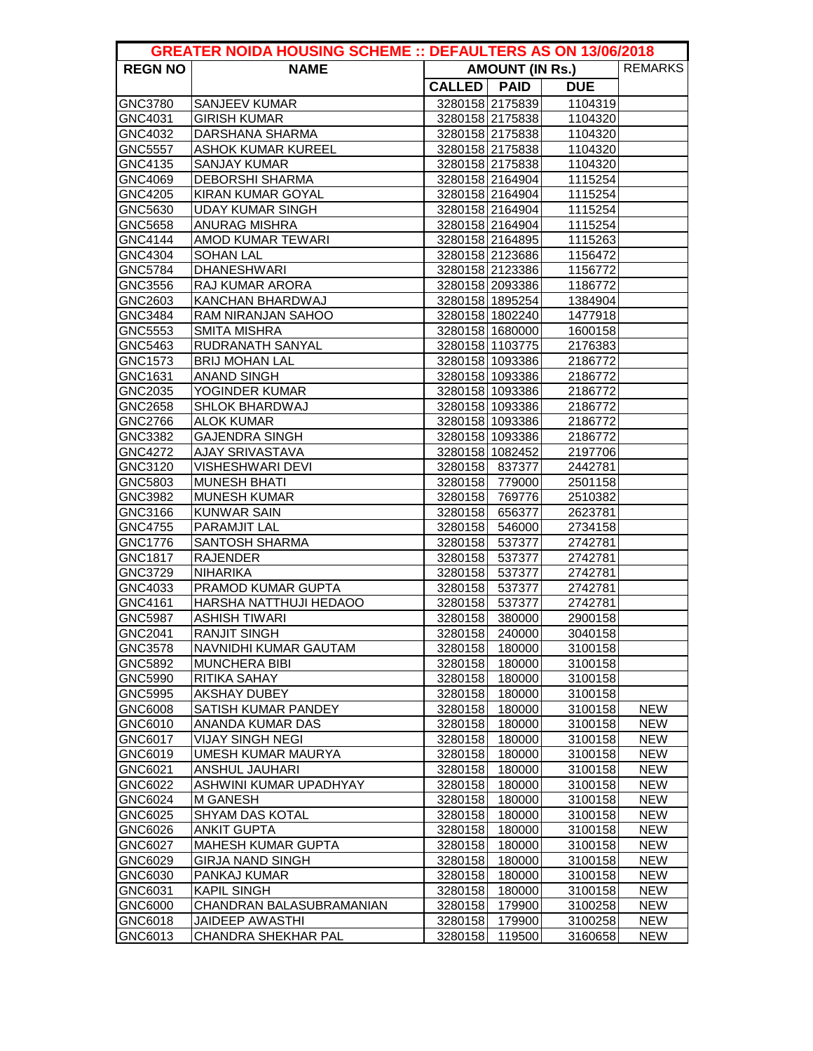| GREATER NOIDA HOUSING SCHEME :: DEFAULTERS AS ON 13/06/2018 | | | | | |
|---|---|---|---|---|---|
| REGN NO | NAME | AMOUNT (IN Rs.) | | | REMARKS |
| | | CALLED | PAID | DUE | |
| GNC3780 | SANJEEV KUMAR | 3280158 | 2175839 | 1104319 | |
| GNC4031 | GIRISH KUMAR | 3280158 | 2175838 | 1104320 | |
| GNC4032 | DARSHANA SHARMA | 3280158 | 2175838 | 1104320 | |
| GNC5557 | ASHOK KUMAR KUREEL | 3280158 | 2175838 | 1104320 | |
| GNC4135 | SANJAY KUMAR | 3280158 | 2175838 | 1104320 | |
| GNC4069 | DEBORSHI SHARMA | 3280158 | 2164904 | 1115254 | |
| GNC4205 | KIRAN KUMAR GOYAL | 3280158 | 2164904 | 1115254 | |
| GNC5630 | UDAY KUMAR SINGH | 3280158 | 2164904 | 1115254 | |
| GNC5658 | ANURAG MISHRA | 3280158 | 2164904 | 1115254 | |
| GNC4144 | AMOD KUMAR TEWARI | 3280158 | 2164895 | 1115263 | |
| GNC4304 | SOHAN LAL | 3280158 | 2123686 | 1156472 | |
| GNC5784 | DHANESHWARI | 3280158 | 2123386 | 1156772 | |
| GNC3556 | RAJ KUMAR ARORA | 3280158 | 2093386 | 1186772 | |
| GNC2603 | KANCHAN BHARDWAJ | 3280158 | 1895254 | 1384904 | |
| GNC3484 | RAM NIRANJAN SAHOO | 3280158 | 1802240 | 1477918 | |
| GNC5553 | SMITA MISHRA | 3280158 | 1680000 | 1600158 | |
| GNC5463 | RUDRANATH SANYAL | 3280158 | 1103775 | 2176383 | |
| GNC1573 | BRIJ MOHAN LAL | 3280158 | 1093386 | 2186772 | |
| GNC1631 | ANAND SINGH | 3280158 | 1093386 | 2186772 | |
| GNC2035 | YOGINDER KUMAR | 3280158 | 1093386 | 2186772 | |
| GNC2658 | SHLOK BHARDWAJ | 3280158 | 1093386 | 2186772 | |
| GNC2766 | ALOK KUMAR | 3280158 | 1093386 | 2186772 | |
| GNC3382 | GAJENDRA SINGH | 3280158 | 1093386 | 2186772 | |
| GNC4272 | AJAY SRIVASTAVA | 3280158 | 1082452 | 2197706 | |
| GNC3120 | VISHESHWARI DEVI | 3280158 | 837377 | 2442781 | |
| GNC5803 | MUNESH BHATI | 3280158 | 779000 | 2501158 | |
| GNC3982 | MUNESH KUMAR | 3280158 | 769776 | 2510382 | |
| GNC3166 | KUNWAR SAIN | 3280158 | 656377 | 2623781 | |
| GNC4755 | PARAMJIT LAL | 3280158 | 546000 | 2734158 | |
| GNC1776 | SANTOSH SHARMA | 3280158 | 537377 | 2742781 | |
| GNC1817 | RAJENDER | 3280158 | 537377 | 2742781 | |
| GNC3729 | NIHARIKA | 3280158 | 537377 | 2742781 | |
| GNC4033 | PRAMOD KUMAR GUPTA | 3280158 | 537377 | 2742781 | |
| GNC4161 | HARSHA NATTHUJI HEDAOO | 3280158 | 537377 | 2742781 | |
| GNC5987 | ASHISH TIWARI | 3280158 | 380000 | 2900158 | |
| GNC2041 | RANJIT SINGH | 3280158 | 240000 | 3040158 | |
| GNC3578 | NAVNIDHI KUMAR GAUTAM | 3280158 | 180000 | 3100158 | |
| GNC5892 | MUNCHERA BIBI | 3280158 | 180000 | 3100158 | |
| GNC5990 | RITIKA SAHAY | 3280158 | 180000 | 3100158 | |
| GNC5995 | AKSHAY DUBEY | 3280158 | 180000 | 3100158 | |
| GNC6008 | SATISH KUMAR PANDEY | 3280158 | 180000 | 3100158 | NEW |
| GNC6010 | ANANDA KUMAR DAS | 3280158 | 180000 | 3100158 | NEW |
| GNC6017 | VIJAY SINGH NEGI | 3280158 | 180000 | 3100158 | NEW |
| GNC6019 | UMESH KUMAR MAURYA | 3280158 | 180000 | 3100158 | NEW |
| GNC6021 | ANSHUL JAUHARI | 3280158 | 180000 | 3100158 | NEW |
| GNC6022 | ASHWINI KUMAR UPADHYAY | 3280158 | 180000 | 3100158 | NEW |
| GNC6024 | M GANESH | 3280158 | 180000 | 3100158 | NEW |
| GNC6025 | SHYAM DAS KOTAL | 3280158 | 180000 | 3100158 | NEW |
| GNC6026 | ANKIT GUPTA | 3280158 | 180000 | 3100158 | NEW |
| GNC6027 | MAHESH KUMAR GUPTA | 3280158 | 180000 | 3100158 | NEW |
| GNC6029 | GIRJA NAND SINGH | 3280158 | 180000 | 3100158 | NEW |
| GNC6030 | PANKAJ KUMAR | 3280158 | 180000 | 3100158 | NEW |
| GNC6031 | KAPIL SINGH | 3280158 | 180000 | 3100158 | NEW |
| GNC6000 | CHANDRAN BALASUBRAMANIAN | 3280158 | 179900 | 3100258 | NEW |
| GNC6018 | JAIDEEP AWASTHI | 3280158 | 179900 | 3100258 | NEW |
| GNC6013 | CHANDRA SHEKHAR PAL | 3280158 | 119500 | 3160658 | NEW |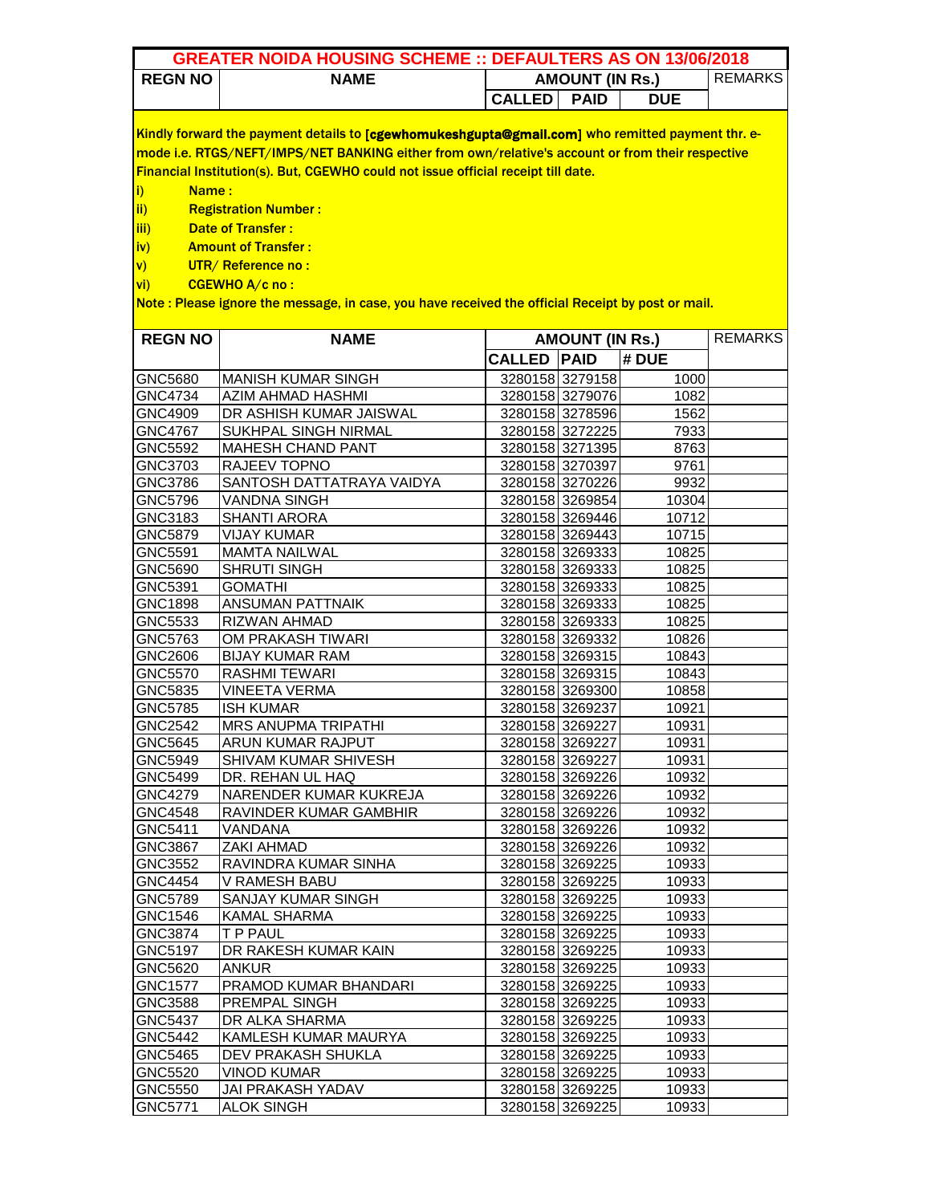# GREATER NOIDA HOUSING SCHEME :: DEFAULTERS AS ON 13/06/2018

| REGN NO | NAME | AMOUNT (IN Rs.) | | | REMARKS |
|---|---|---|---|---|---|
| | | CALLED | PAID | DUE | |

Kindly forward the payment details to [cgewhomukeshgupta@gmail.com] who remitted payment thr. e-mode i.e. RTGS/NEFT/IMPS/NET BANKING either from own/relative's account or from their respective Financial Institution(s). But, CGEWHO could not issue official receipt till date.

i) Name :

ii) Registration Number :

iii) Date of Transfer :

iv) Amount of Transfer :

v) UTR/ Reference no :

vi) CGEWHO A/c no :

Note : Please ignore the message, in case, you have received the official Receipt by post or mail.

| REGN NO | NAME | AMOUNT (IN Rs.) | | | REMARKS |
|---|---|---|---|---|---|
| | | CALLED | PAID | # DUE | |
| GNC5680 | MANISH KUMAR SINGH | 3280158 | 3279158 | 1000 | |
| GNC4734 | AZIM AHMAD HASHMI | 3280158 | 3279076 | 1082 | |
| GNC4909 | DR ASHISH KUMAR JAISWAL | 3280158 | 3278596 | 1562 | |
| GNC4767 | SUKHPAL SINGH NIRMAL | 3280158 | 3272225 | 7933 | |
| GNC5592 | MAHESH CHAND PANT | 3280158 | 3271395 | 8763 | |
| GNC3703 | RAJEEV TOPNO | 3280158 | 3270397 | 9761 | |
| GNC3786 | SANTOSH DATTATRAYA VAIDYA | 3280158 | 3270226 | 9932 | |
| GNC5796 | VANDNA SINGH | 3280158 | 3269854 | 10304 | |
| GNC3183 | SHANTI ARORA | 3280158 | 3269446 | 10712 | |
| GNC5879 | VIJAY KUMAR | 3280158 | 3269443 | 10715 | |
| GNC5591 | MAMTA NAILWAL | 3280158 | 3269333 | 10825 | |
| GNC5690 | SHRUTI SINGH | 3280158 | 3269333 | 10825 | |
| GNC5391 | GOMATHI | 3280158 | 3269333 | 10825 | |
| GNC1898 | ANSUMAN PATTNAIK | 3280158 | 3269333 | 10825 | |
| GNC5533 | RIZWAN AHMAD | 3280158 | 3269333 | 10825 | |
| GNC5763 | OM PRAKASH TIWARI | 3280158 | 3269332 | 10826 | |
| GNC2606 | BIJAY KUMAR RAM | 3280158 | 3269315 | 10843 | |
| GNC5570 | RASHMI TEWARI | 3280158 | 3269315 | 10843 | |
| GNC5835 | VINEETA VERMA | 3280158 | 3269300 | 10858 | |
| GNC5785 | ISH KUMAR | 3280158 | 3269237 | 10921 | |
| GNC2542 | MRS ANUPMA TRIPATHI | 3280158 | 3269227 | 10931 | |
| GNC5645 | ARUN KUMAR RAJPUT | 3280158 | 3269227 | 10931 | |
| GNC5949 | SHIVAM KUMAR SHIVESH | 3280158 | 3269227 | 10931 | |
| GNC5499 | DR. REHAN UL HAQ | 3280158 | 3269226 | 10932 | |
| GNC4279 | NARENDER KUMAR KUKREJA | 3280158 | 3269226 | 10932 | |
| GNC4548 | RAVINDER KUMAR GAMBHIR | 3280158 | 3269226 | 10932 | |
| GNC5411 | VANDANA | 3280158 | 3269226 | 10932 | |
| GNC3867 | ZAKI AHMAD | 3280158 | 3269226 | 10932 | |
| GNC3552 | RAVINDRA KUMAR SINHA | 3280158 | 3269225 | 10933 | |
| GNC4454 | V RAMESH BABU | 3280158 | 3269225 | 10933 | |
| GNC5789 | SANJAY KUMAR SINGH | 3280158 | 3269225 | 10933 | |
| GNC1546 | KAMAL SHARMA | 3280158 | 3269225 | 10933 | |
| GNC3874 | T P PAUL | 3280158 | 3269225 | 10933 | |
| GNC5197 | DR RAKESH KUMAR KAIN | 3280158 | 3269225 | 10933 | |
| GNC5620 | ANKUR | 3280158 | 3269225 | 10933 | |
| GNC1577 | PRAMOD KUMAR BHANDARI | 3280158 | 3269225 | 10933 | |
| GNC3588 | PREMPAL SINGH | 3280158 | 3269225 | 10933 | |
| GNC5437 | DR ALKA SHARMA | 3280158 | 3269225 | 10933 | |
| GNC5442 | KAMLESH KUMAR MAURYA | 3280158 | 3269225 | 10933 | |
| GNC5465 | DEV PRAKASH SHUKLA | 3280158 | 3269225 | 10933 | |
| GNC5520 | VINOD KUMAR | 3280158 | 3269225 | 10933 | |
| GNC5550 | JAI PRAKASH YADAV | 3280158 | 3269225 | 10933 | |
| GNC5771 | ALOK SINGH | 3280158 | 3269225 | 10933 | |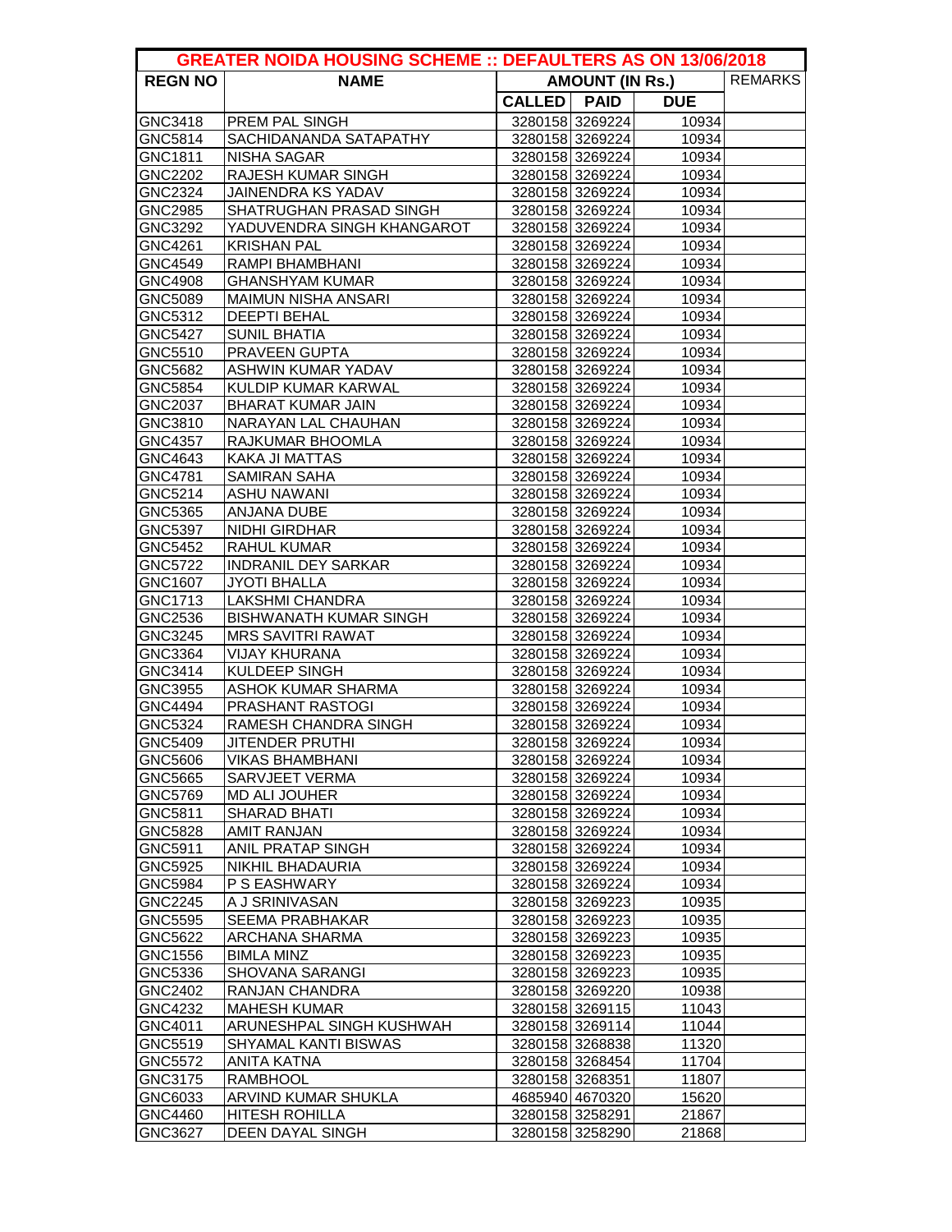| GREATER NOIDA HOUSING SCHEME :: DEFAULTERS AS ON 13/06/2018 | | | | | |
|---|---|---|---|---|---|
| REGN NO | NAME | AMOUNT (IN Rs.) | | | REMARKS |
| | | CALLED | PAID | DUE | |
| GNC3418 | PREM PAL SINGH | 3280158 | 3269224 | 10934 | |
| GNC5814 | SACHIDANANDA SATAPATHY | 3280158 | 3269224 | 10934 | |
| GNC1811 | NISHA SAGAR | 3280158 | 3269224 | 10934 | |
| GNC2202 | RAJESH KUMAR SINGH | 3280158 | 3269224 | 10934 | |
| GNC2324 | JAINENDRA KS YADAV | 3280158 | 3269224 | 10934 | |
| GNC2985 | SHATRUGHAN PRASAD SINGH | 3280158 | 3269224 | 10934 | |
| GNC3292 | YADUVENDRA SINGH KHANGAROT | 3280158 | 3269224 | 10934 | |
| GNC4261 | KRISHAN PAL | 3280158 | 3269224 | 10934 | |
| GNC4549 | RAMPI BHAMBHANI | 3280158 | 3269224 | 10934 | |
| GNC4908 | GHANSHYAM KUMAR | 3280158 | 3269224 | 10934 | |
| GNC5089 | MAIMUN NISHA ANSARI | 3280158 | 3269224 | 10934 | |
| GNC5312 | DEEPTI BEHAL | 3280158 | 3269224 | 10934 | |
| GNC5427 | SUNIL BHATIA | 3280158 | 3269224 | 10934 | |
| GNC5510 | PRAVEEN GUPTA | 3280158 | 3269224 | 10934 | |
| GNC5682 | ASHWIN KUMAR YADAV | 3280158 | 3269224 | 10934 | |
| GNC5854 | KULDIP KUMAR KARWAL | 3280158 | 3269224 | 10934 | |
| GNC2037 | BHARAT KUMAR JAIN | 3280158 | 3269224 | 10934 | |
| GNC3810 | NARAYAN LAL CHAUHAN | 3280158 | 3269224 | 10934 | |
| GNC4357 | RAJKUMAR BHOOMLA | 3280158 | 3269224 | 10934 | |
| GNC4643 | KAKA JI MATTAS | 3280158 | 3269224 | 10934 | |
| GNC4781 | SAMIRAN SAHA | 3280158 | 3269224 | 10934 | |
| GNC5214 | ASHU NAWANI | 3280158 | 3269224 | 10934 | |
| GNC5365 | ANJANA DUBE | 3280158 | 3269224 | 10934 | |
| GNC5397 | NIDHI GIRDHAR | 3280158 | 3269224 | 10934 | |
| GNC5452 | RAHUL KUMAR | 3280158 | 3269224 | 10934 | |
| GNC5722 | INDRANIL DEY SARKAR | 3280158 | 3269224 | 10934 | |
| GNC1607 | JYOTI BHALLA | 3280158 | 3269224 | 10934 | |
| GNC1713 | LAKSHMI CHANDRA | 3280158 | 3269224 | 10934 | |
| GNC2536 | BISHWANATH KUMAR SINGH | 3280158 | 3269224 | 10934 | |
| GNC3245 | MRS SAVITRI RAWAT | 3280158 | 3269224 | 10934 | |
| GNC3364 | VIJAY KHURANA | 3280158 | 3269224 | 10934 | |
| GNC3414 | KULDEEP SINGH | 3280158 | 3269224 | 10934 | |
| GNC3955 | ASHOK KUMAR SHARMA | 3280158 | 3269224 | 10934 | |
| GNC4494 | PRASHANT RASTOGI | 3280158 | 3269224 | 10934 | |
| GNC5324 | RAMESH CHANDRA SINGH | 3280158 | 3269224 | 10934 | |
| GNC5409 | JITENDER PRUTHI | 3280158 | 3269224 | 10934 | |
| GNC5606 | VIKAS BHAMBHANI | 3280158 | 3269224 | 10934 | |
| GNC5665 | SARVJEET VERMA | 3280158 | 3269224 | 10934 | |
| GNC5769 | MD ALI JOUHER | 3280158 | 3269224 | 10934 | |
| GNC5811 | SHARAD BHATI | 3280158 | 3269224 | 10934 | |
| GNC5828 | AMIT RANJAN | 3280158 | 3269224 | 10934 | |
| GNC5911 | ANIL PRATAP SINGH | 3280158 | 3269224 | 10934 | |
| GNC5925 | NIKHIL BHADAURIA | 3280158 | 3269224 | 10934 | |
| GNC5984 | P S EASHWARY | 3280158 | 3269224 | 10934 | |
| GNC2245 | A J SRINIVASAN | 3280158 | 3269223 | 10935 | |
| GNC5595 | SEEMA PRABHAKAR | 3280158 | 3269223 | 10935 | |
| GNC5622 | ARCHANA SHARMA | 3280158 | 3269223 | 10935 | |
| GNC1556 | BIMLA MINZ | 3280158 | 3269223 | 10935 | |
| GNC5336 | SHOVANA SARANGI | 3280158 | 3269223 | 10935 | |
| GNC2402 | RANJAN CHANDRA | 3280158 | 3269220 | 10938 | |
| GNC4232 | MAHESH KUMAR | 3280158 | 3269115 | 11043 | |
| GNC4011 | ARUNESHPAL SINGH KUSHWAH | 3280158 | 3269114 | 11044 | |
| GNC5519 | SHYAMAL KANTI BISWAS | 3280158 | 3268838 | 11320 | |
| GNC5572 | ANITA KATNA | 3280158 | 3268454 | 11704 | |
| GNC3175 | RAMBHOOL | 3280158 | 3268351 | 11807 | |
| GNC6033 | ARVIND KUMAR SHUKLA | 4685940 | 4670320 | 15620 | |
| GNC4460 | HITESH ROHILLA | 3280158 | 3258291 | 21867 | |
| GNC3627 | DEEN DAYAL SINGH | 3280158 | 3258290 | 21868 | |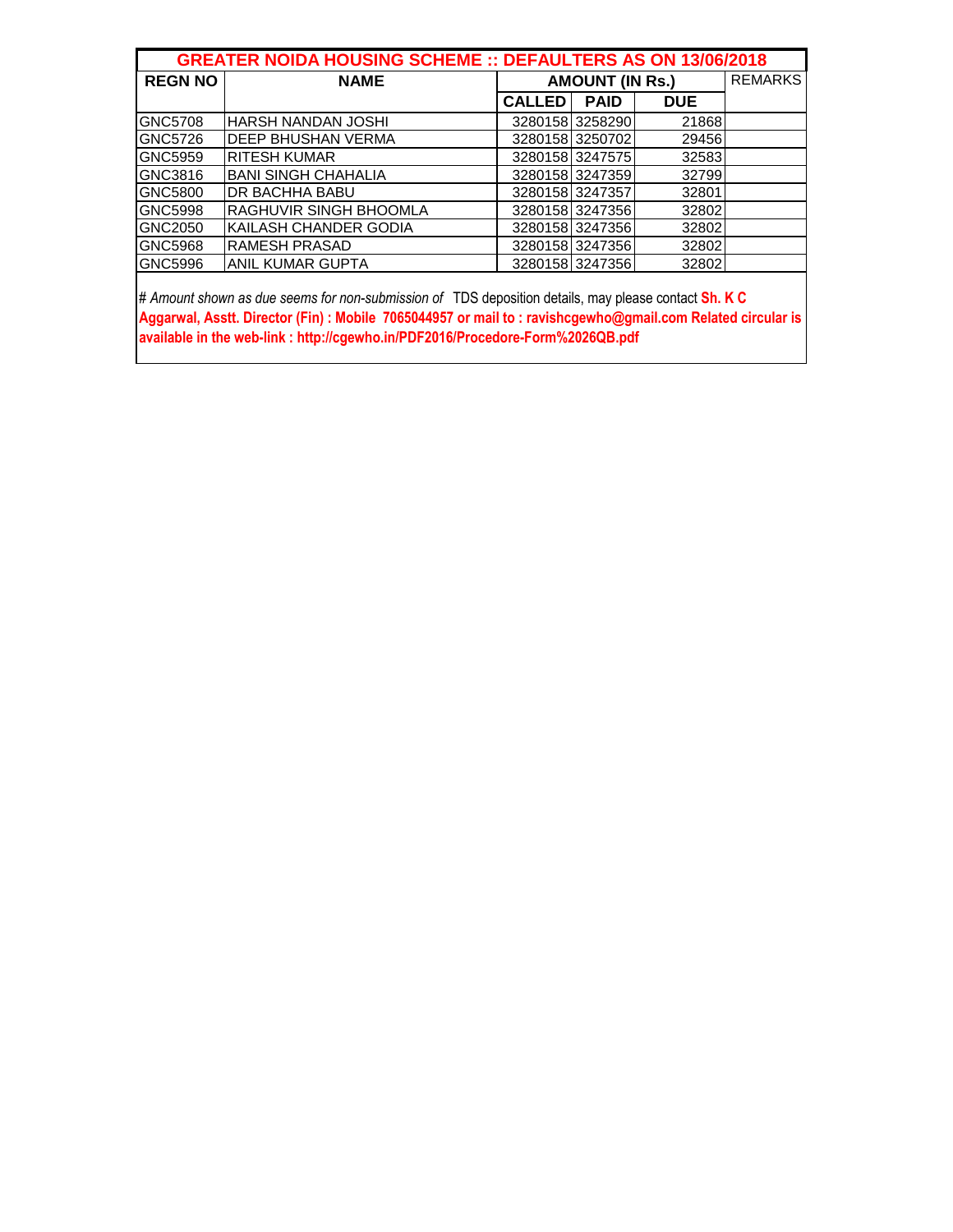## GREATER NOIDA HOUSING SCHEME :: DEFAULTERS AS ON 13/06/2018

| REGN NO | NAME | AMOUNT (IN Rs.) | | | REMARKS |
|---|---|---|---|---|---|
| | | CALLED | PAID | DUE | |
| GNC5708 | HARSH NANDAN JOSHI | 3280158 | 3258290 | 21868 | |
| GNC5726 | DEEP BHUSHAN VERMA | 3280158 | 3250702 | 29456 | |
| GNC5959 | RITESH KUMAR | 3280158 | 3247575 | 32583 | |
| GNC3816 | BANI SINGH CHAHALIA | 3280158 | 3247359 | 32799 | |
| GNC5800 | DR BACHHA BABU | 3280158 | 3247357 | 32801 | |
| GNC5998 | RAGHUVIR SINGH BHOOMLA | 3280158 | 3247356 | 32802 | |
| GNC2050 | KAILASH CHANDER GODIA | 3280158 | 3247356 | 32802 | |
| GNC5968 | RAMESH PRASAD | 3280158 | 3247356 | 32802 | |
| GNC5996 | ANIL KUMAR GUPTA | 3280158 | 3247356 | 32802 | |

# *Amount shown as due seems for non-submission of* TDS deposition details, may please contact **Sh. K C Aggarwal, Asstt. Director (Fin) : Mobile 7065044957 or mail to : ravishcgewho@gmail.com Related circular is available in the web-link : http://cgewho.in/PDF2016/Procedore-Form%2026QB.pdf**